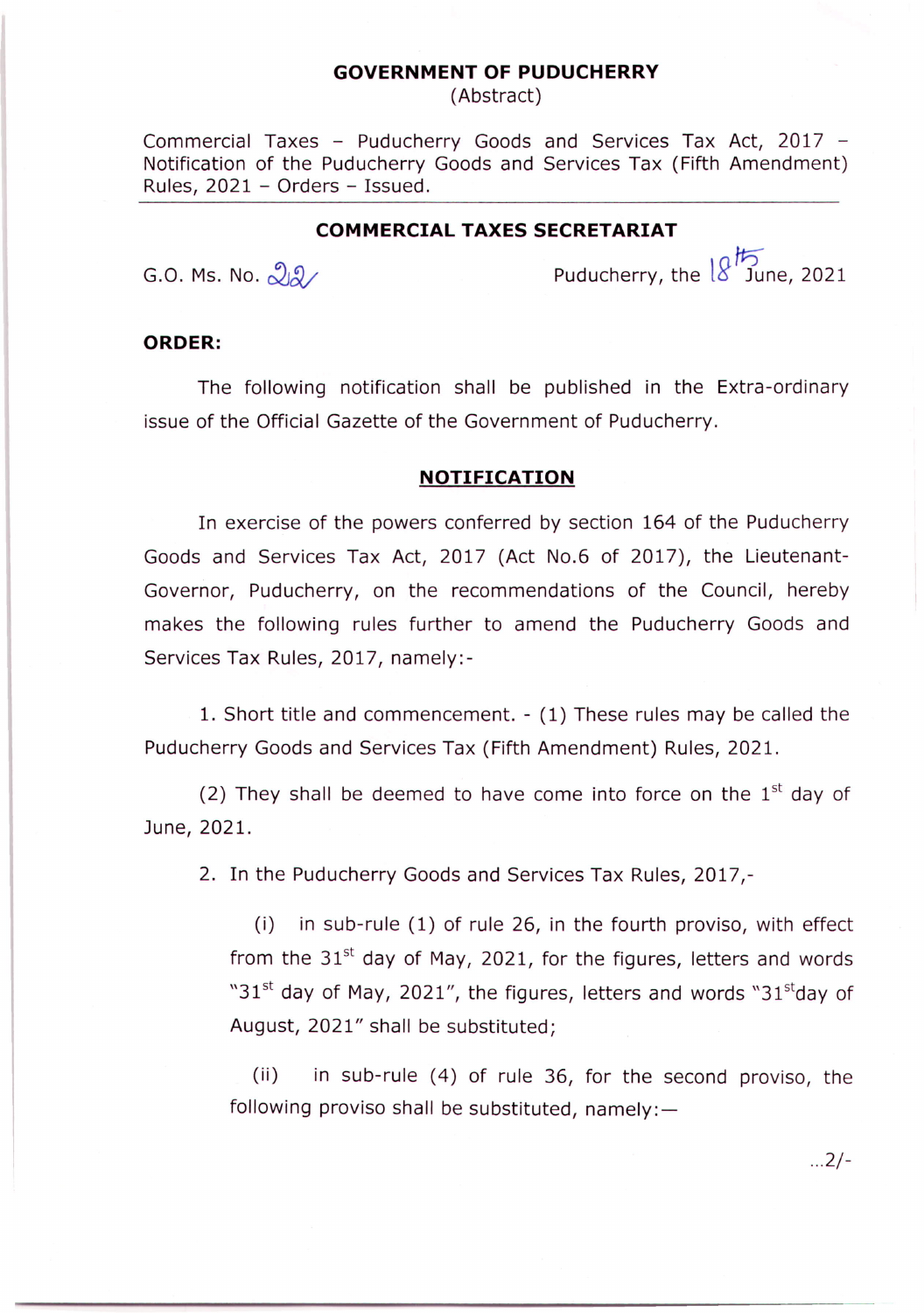**GOVERNMENT OF PUDUCHERRY**
(Abstract)

Commercial Taxes – Puducherry Goods and Services Tax Act, 2017 – Notification of the Puducherry Goods and Services Tax (Fifth Amendment) Rules, 2021 – Orders – Issued.

---

**COMMERCIAL TAXES SECRETARIAT**

G.O. Ms. No. 22 Puducherry, the 18th June, 2021

**ORDER:**

The following notification shall be published in the Extra-ordinary issue of the Official Gazette of the Government of Puducherry.

**NOTIFICATION**

In exercise of the powers conferred by section 164 of the Puducherry Goods and Services Tax Act, 2017 (Act No.6 of 2017), the Lieutenant-Governor, Puducherry, on the recommendations of the Council, hereby makes the following rules further to amend the Puducherry Goods and Services Tax Rules, 2017, namely:-

1. Short title and commencement. - (1) These rules may be called the Puducherry Goods and Services Tax (Fifth Amendment) Rules, 2021.

(2) They shall be deemed to have come into force on the 1st day of June, 2021.

2. In the Puducherry Goods and Services Tax Rules, 2017,-

(i) in sub-rule (1) of rule 26, in the fourth proviso, with effect from the 31st day of May, 2021, for the figures, letters and words "31st day of May, 2021", the figures, letters and words "31st day of August, 2021" shall be substituted;

(ii) in sub-rule (4) of rule 36, for the second proviso, the following proviso shall be substituted, namely:—

...2/-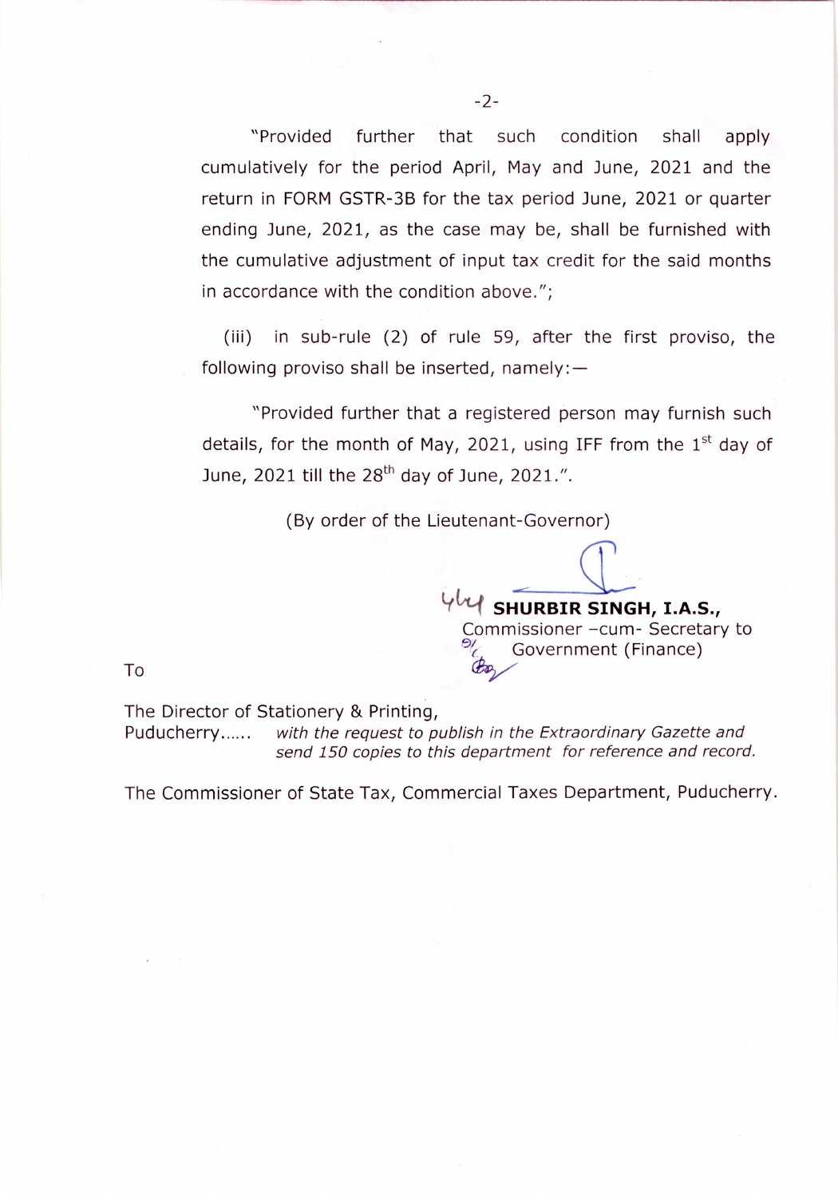"Provided further that such condition shall apply cumulatively for the period April, May and June, 2021 and the return in FORM GSTR-3B for the tax period June, 2021 or quarter ending June, 2021, as the case may be, shall be furnished with the cumulative adjustment of input tax credit for the said months in accordance with the condition above.";

(iii) in sub-rule (2) of rule 59, after the first proviso, the following proviso shall be inserted, namely:—

"Provided further that a registered person may furnish such details, for the month of May, 2021, using IFF from the 1st day of June, 2021 till the 28th day of June, 2021.".

(By order of the Lieutenant-Governor)

**SHURBIR SINGH, I.A.S.,**
Commissioner –cum- Secretary to
Government (Finance)

To

The Director of Stationery & Printing,
Puducherry...... *with the request to publish in the Extraordinary Gazette and send 150 copies to this department for reference and record.*

The Commissioner of State Tax, Commercial Taxes Department, Puducherry.